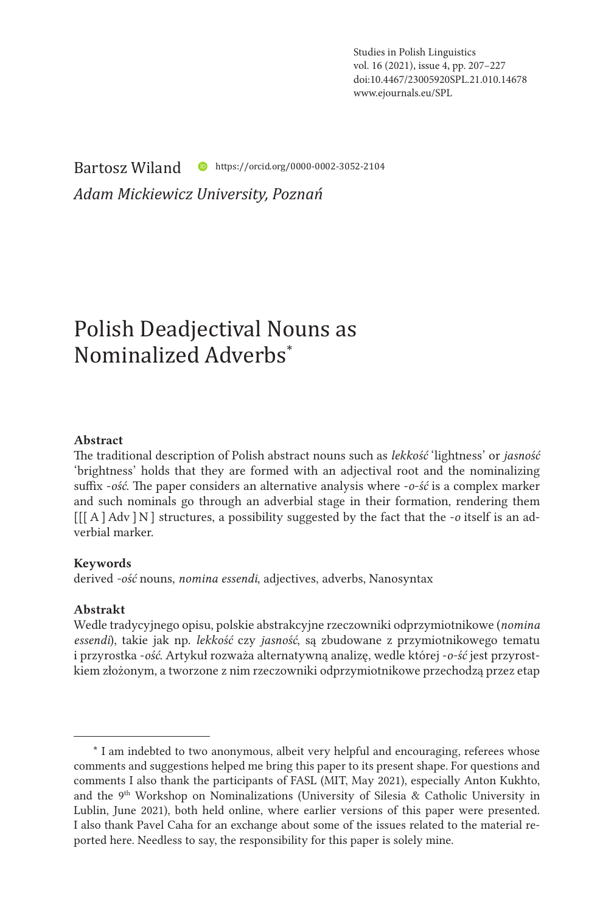Bartosz Wiland https://orcid.org/0000-0002-3052-2104

*Adam Mickiewicz University, Poznań*

# Polish Deadjectival Nouns as Nominalized Adverbs*

### Abstract

The traditional description of Polish abstract nouns such as *lekkość* 'lightness' or *jasność* 'brightness' holds that they are formed with an adjectival root and the nominalizing suffix *-ość*. The paper considers an alternative analysis where *-o-ść* is a complex marker and such nominals go through an adverbial stage in their formation, rendering them [[[ A ] Adv ] N ] structures, a possibility suggested by the fact that the *-o* itself is an adverbial marker.

### Keywords

derived *-ość* nouns, *nomina essendi*, adjectives, adverbs, Nanosyntax

### Abstrakt

Wedle tradycyjnego opisu, polskie abstrakcyjne rzeczowniki odprzymiotnikowe (*nomina essendi*), takie jak np. *lekkość* czy *jasność*, są zbudowane z przymiotnikowego tematu i przyrostka *-ość*. Artykuł rozważa alternatywną analizę, wedle której *-o-ść* jest przyrostkiem złożonym, a tworzone z nim rzeczowniki odprzymiotnikowe przechodzą przez etap

---

\* I am indebted to two anonymous, albeit very helpful and encouraging, referees whose comments and suggestions helped me bring this paper to its present shape. For questions and comments I also thank the participants of FASL (MIT, May 2021), especially Anton Kukhto, and the 9th Workshop on Nominalizations (University of Silesia & Catholic University in Lublin, June 2021), both held online, where earlier versions of this paper were presented. I also thank Pavel Caha for an exchange about some of the issues related to the material reported here. Needless to say, the responsibility for this paper is solely mine.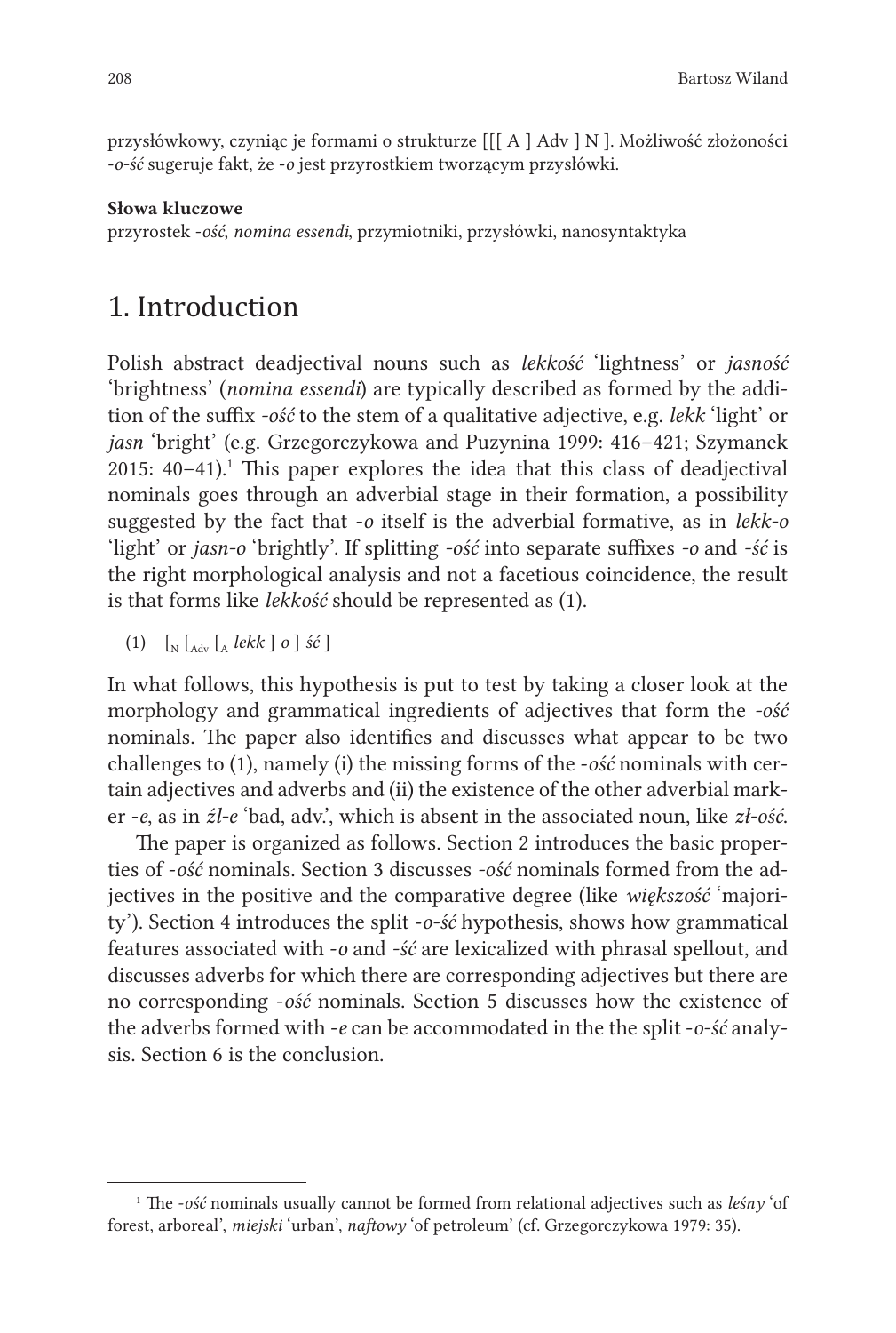przysłówkowy, czyniąc je formami o strukturze [[[ A ] Adv ] N ]. Możliwość złożoności *-o-ść* sugeruje fakt, że *-o* jest przyrostkiem tworzącym przysłówki.

**Słowa kluczowe**

przyrostek *-ość*, *nomina essendi*, przymiotniki, przysłówki, nanosyntaktyka

# 1. Introduction

Polish abstract deadjectival nouns such as *lekkość* 'lightness' or *jasność* 'brightness' (*nomina essendi*) are typically described as formed by the addition of the suffix *-ość* to the stem of a qualitative adjective, e.g. *lekk* 'light' or *jasn* 'bright' (e.g. Grzegorczykowa and Puzynina 1999: 416–421; Szymanek 2015: 40–41).[1] This paper explores the idea that this class of deadjectival nominals goes through an adverbial stage in their formation, a possibility suggested by the fact that *-o* itself is the adverbial formative, as in *lekk-o* 'light' or *jasn-o* 'brightly'. If splitting *-ość* into separate suffixes *-o* and *-ść* is the right morphological analysis and not a facetious coincidence, the result is that forms like *lekkość* should be represented as (1).

(1) $[_{N}\ [_{Adv}\ [_{A}$ *lekk* $]$ *o* $]$ *ść* $]$

In what follows, this hypothesis is put to test by taking a closer look at the morphology and grammatical ingredients of adjectives that form the *-ość* nominals. The paper also identifies and discusses what appear to be two challenges to (1), namely (i) the missing forms of the *-ość* nominals with certain adjectives and adverbs and (ii) the existence of the other adverbial marker *-e*, as in *źl-e* 'bad, adv.', which is absent in the associated noun, like *zł-ość*.

The paper is organized as follows. Section 2 introduces the basic properties of *-ość* nominals. Section 3 discusses *-ość* nominals formed from the adjectives in the positive and the comparative degree (like *większość* 'majority'). Section 4 introduces the split *-o-ść* hypothesis, shows how grammatical features associated with *-o* and *-ść* are lexicalized with phrasal spellout, and discusses adverbs for which there are corresponding adjectives but there are no corresponding *-ość* nominals. Section 5 discusses how the existence of the adverbs formed with *-e* can be accommodated in the the split *-o-ść* analysis. Section 6 is the conclusion.

---

[1] The *-ość* nominals usually cannot be formed from relational adjectives such as *leśny* 'of forest, arboreal', *miejski* 'urban', *naftowy* 'of petroleum' (cf. Grzegorczykowa 1979: 35).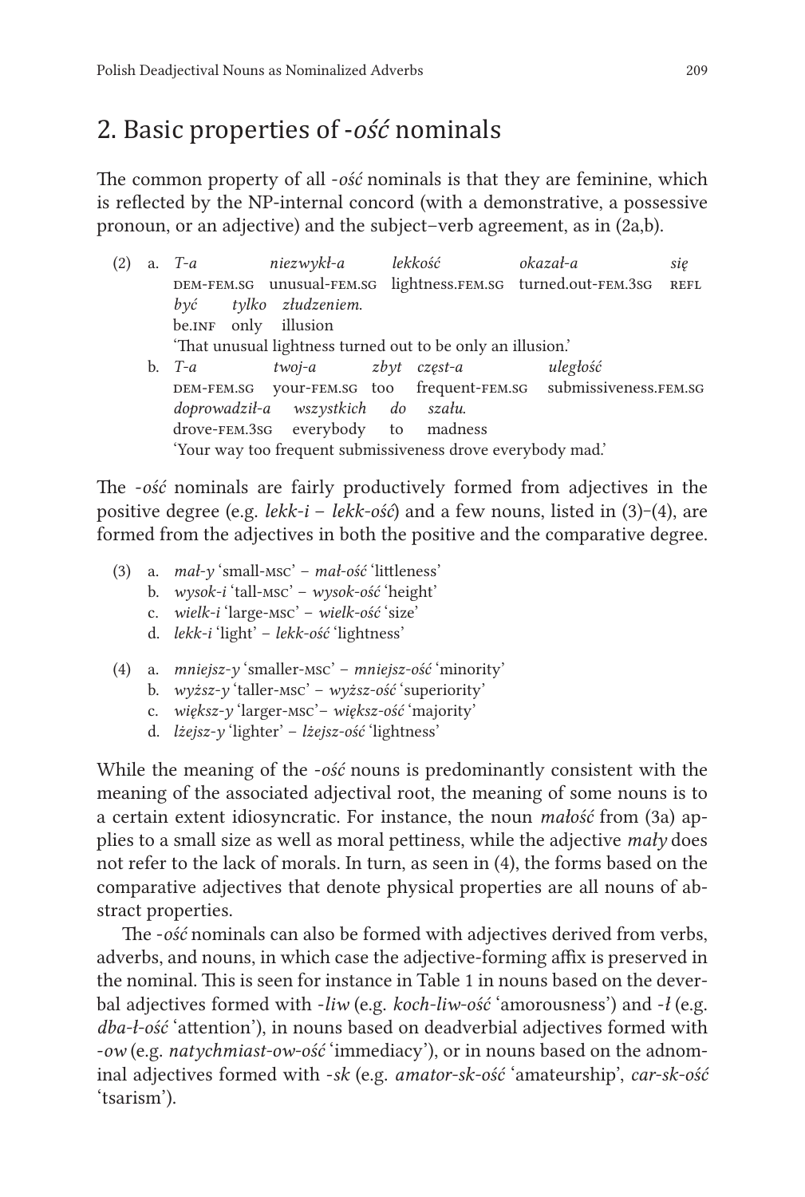## 2. Basic properties of *-ość* nominals

The common property of all *-ość* nominals is that they are feminine, which is reflected by the NP-internal concord (with a demonstrative, a possessive pronoun, or an adjective) and the subject–verb agreement, as in (2a,b).

(2) a. *T-a niezwykł-a lekkość okazał-a się*
DEM-FEM.SG unusual-FEM.SG lightness.FEM.SG turned.out-FEM.3SG REFL
*być tylko złudzeniem.*
be.INF only illusion
'That unusual lightness turned out to be only an illusion.'

b. *T-a twoj-a zbyt częst-a uległość*
DEM-FEM.SG your-FEM.SG too frequent-FEM.SG submissiveness.FEM.SG
*doprowadził-a wszystkich do szału.*
drove-FEM.3SG everybody to madness
'Your way too frequent submissiveness drove everybody mad.'

The *-ość* nominals are fairly productively formed from adjectives in the positive degree (e.g. *lekk-i* – *lekk-ość*) and a few nouns, listed in (3)–(4), are formed from the adjectives in both the positive and the comparative degree.

(3) a. *mał-y* 'small-MSC' – *mał-ość* 'littleness'
b. *wysok-i* 'tall-MSC' – *wysok-ość* 'height'
c. *wielk-i* 'large-MSC' – *wielk-ość* 'size'
d. *lekk-i* 'light' – *lekk-ość* 'lightness'

(4) a. *mniejsz-y* 'smaller-MSC' – *mniejsz-ość* 'minority'
b. *wyższ-y* 'taller-MSC' – *wyższ-ość* 'superiority'
c. *większ-y* 'larger-MSC'– *większ-ość* 'majority'
d. *lżejsz-y* 'lighter' – *lżejsz-ość* 'lightness'

While the meaning of the *-ość* nouns is predominantly consistent with the meaning of the associated adjectival root, the meaning of some nouns is to a certain extent idiosyncratic. For instance, the noun *małość* from (3a) applies to a small size as well as moral pettiness, while the adjective *mały* does not refer to the lack of morals. In turn, as seen in (4), the forms based on the comparative adjectives that denote physical properties are all nouns of abstract properties.

The *-ość* nominals can also be formed with adjectives derived from verbs, adverbs, and nouns, in which case the adjective-forming affix is preserved in the nominal. This is seen for instance in Table 1 in nouns based on the deverbal adjectives formed with *-liw* (e.g. *koch-liw-ość* 'amorousness') and *-ł* (e.g. *dba-ł-ość* 'attention'), in nouns based on deadverbial adjectives formed with *-ow* (e.g. *natychmiast-ow-ość* 'immediacy'), or in nouns based on the adnominal adjectives formed with *-sk* (e.g. *amator-sk-ość* 'amateurship', *car-sk-ość* 'tsarism').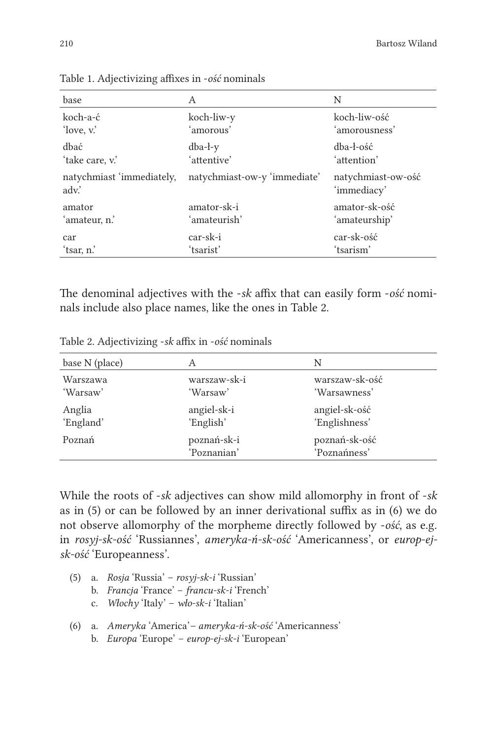Table 1. Adjectivizing affixes in *-ość* nominals

| base | A | N |
|---|---|---|
| koch-a-ć<br>'love, v.' | koch-liw-y<br>'amorous' | koch-liw-ość<br>'amorousness' |
| dbać<br>'take care, v.' | dba-ł-y<br>'attentive' | dba-ł-ość<br>'attention' |
| natychmiast 'immediately, adv.' | natychmiast-ow-y 'immediate' | natychmiast-ow-ość<br>'immediacy' |
| amator<br>'amateur, n.' | amator-sk-i<br>'amateurish' | amator-sk-ość<br>'amateurship' |
| car<br>'tsar, n.' | car-sk-i<br>'tsarist' | car-sk-ość<br>'tsarism' |

The denominal adjectives with the *-sk* affix that can easily form *-ość* nominals include also place names, like the ones in Table 2.

Table 2. Adjectivizing *-sk* affix in *-ość* nominals

| base N (place) | A | N |
|---|---|---|
| Warszawa<br>'Warsaw' | warszaw-sk-i<br>'Warsaw' | warszaw-sk-ość<br>'Warsawness' |
| Anglia<br>'England' | angiel-sk-i<br>'English' | angiel-sk-ość<br>'Englishness' |
| Poznań | poznań-sk-i<br>'Poznanian' | poznań-sk-ość<br>'Poznańness' |

While the roots of *-sk* adjectives can show mild allomorphy in front of *-sk* as in (5) or can be followed by an inner derivational suffix as in (6) we do not observe allomorphy of the morpheme directly followed by *-ość*, as e.g. in *rosyj-sk-ość* 'Russiannes', *ameryka-ń-sk-ość* 'Americanness', or *europ-ej-sk-ość* 'Europeanness'.

(5) a. *Rosja* 'Russia' – *rosyj-sk-i* 'Russian'
  b. *Francja* 'France' – *francu-sk-i* 'French'
  c. *Włochy* 'Italy' – *wło-sk-i* 'Italian'

(6) a. *Ameryka* 'America'– *ameryka-ń-sk-ość* 'Americanness'
  b. *Europa* 'Europe' – *europ-ej-sk-i* 'European'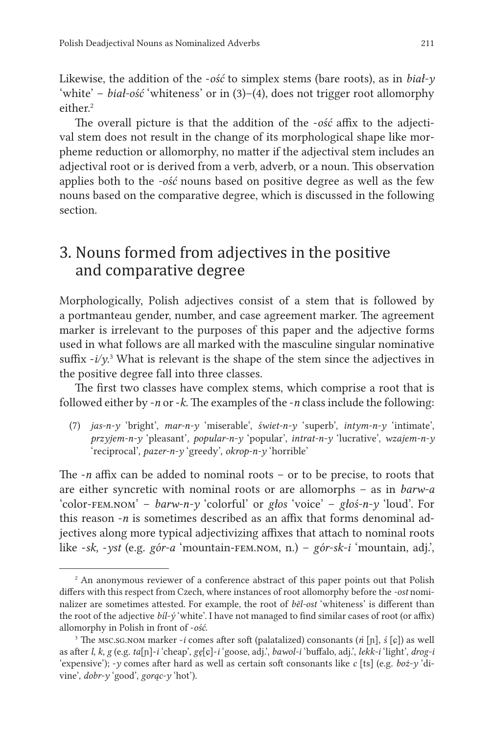Likewise, the addition of the *-ość* to simplex stems (bare roots), as in *biał-y* 'white' – *biał-ość* 'whiteness' or in (3)–(4), does not trigger root allomorphy either.[2]

The overall picture is that the addition of the *-ość* affix to the adjectival stem does not result in the change of its morphological shape like morpheme reduction or allomorphy, no matter if the adjectival stem includes an adjectival root or is derived from a verb, adverb, or a noun. This observation applies both to the *-ość* nouns based on positive degree as well as the few nouns based on the comparative degree, which is discussed in the following section.

## 3. Nouns formed from adjectives in the positive and comparative degree

Morphologically, Polish adjectives consist of a stem that is followed by a portmanteau gender, number, and case agreement marker. The agreement marker is irrelevant to the purposes of this paper and the adjective forms used in what follows are all marked with the masculine singular nominative suffix *-i/y*.[3] What is relevant is the shape of the stem since the adjectives in the positive degree fall into three classes.

The first two classes have complex stems, which comprise a root that is followed either by *-n* or *-k*. The examples of the *-n* class include the following:

(7) *jas-n-y* 'bright', *mar-n-y* 'miserable', *świet-n-y* 'superb', *intym-n-y* 'intimate', *przyjem-n-y* 'pleasant', *popular-n-y* 'popular', *intrat-n-y* 'lucrative', *wzajem-n-y* 'reciprocal', *pazer-n-y* 'greedy', *okrop-n-y* 'horrible'

The *-n* affix can be added to nominal roots – or to be precise, to roots that are either syncretic with nominal roots or are allomorphs – as in *barw-a* 'color-FEM.NOM' – *barw-n-y* 'colorful' or *głos* 'voice' – *głoś-n-y* 'loud'. For this reason *-n* is sometimes described as an affix that forms denominal adjectives along more typical adjectivizing affixes that attach to nominal roots like *-sk, -yst* (e.g. *gór-a* 'mountain-FEM.NOM, n.) – *gór-sk-i* 'mountain, adj.',

---

[2] An anonymous reviewer of a conference abstract of this paper points out that Polish differs with this respect from Czech, where instances of root allomorphy before the *-ost* nominalizer are sometimes attested. For example, the root of *běl-ost* 'whiteness' is different than the root of the adjective *bíl-ý* 'white'. I have not managed to find similar cases of root (or affix) allomorphy in Polish in front of *-ość*.

[3] The MSC.SG.NOM marker *-i* comes after soft (palatalized) consonants (*ń* [ɲ], *ś* [ɕ]) as well as after *l, k, g* (e.g. *ta*[ɲ]*-i* 'cheap', *gę*[ɕ]*-i* 'goose, adj.', *bawol-i* 'buffalo, adj.', *lekk-i* 'light', *drog-i* 'expensive'); *-y* comes after hard as well as certain soft consonants like *c* [ts] (e.g. *boż-y* 'divine', *dobr-y* 'good', *gorąc-y* 'hot').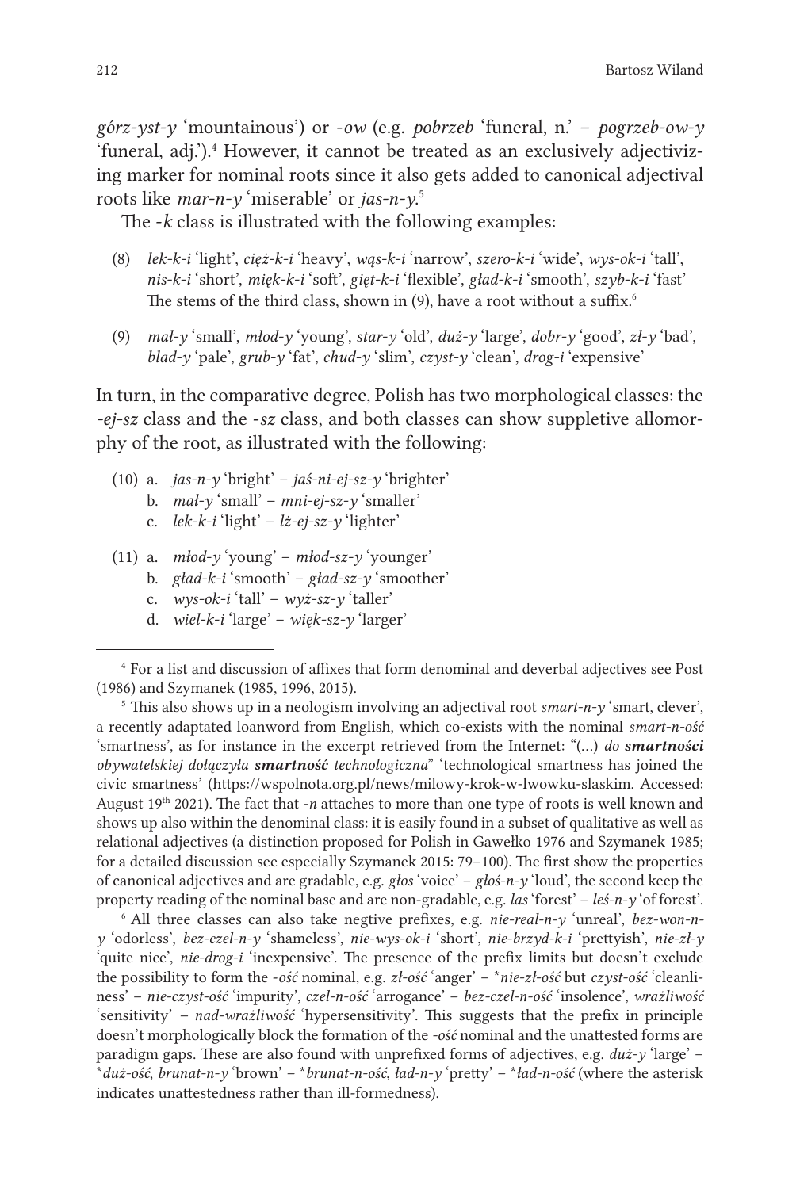*górz-yst-y* 'mountainous') or *-ow* (e.g. *pobrzeb* 'funeral, n.' – *pogrzeb-ow-y* 'funeral, adj.').[4] However, it cannot be treated as an exclusively adjectivizing marker for nominal roots since it also gets added to canonical adjectival roots like *mar-n-y* 'miserable' or *jas-n-y*.[5]

The *-k* class is illustrated with the following examples:

(8) *lek-k-i* 'light', *cięż-k-i* 'heavy', *wąs-k-i* 'narrow', *szero-k-i* 'wide', *wys-ok-i* 'tall', *nis-k-i* 'short', *mięk-k-i* 'soft', *gięt-k-i* 'flexible', *gład-k-i* 'smooth', *szyb-k-i* 'fast'
The stems of the third class, shown in (9), have a root without a suffix.[6]

(9) *mał-y* 'small', *młod-y* 'young', *star-y* 'old', *duż-y* 'large', *dobr-y* 'good', *zł-y* 'bad', *blad-y* 'pale', *grub-y* 'fat', *chud-y* 'slim', *czyst-y* 'clean', *drog-i* 'expensive'

In turn, in the comparative degree, Polish has two morphological classes: the *-ej-sz* class and the *-sz* class, and both classes can show suppletive allomorphy of the root, as illustrated with the following:

(10) a. *jas-n-y* 'bright' – *jaś-ni-ej-sz-y* 'brighter'
b. *mał-y* 'small' – *mni-ej-sz-y* 'smaller'
c. *lek-k-i* 'light' – *lż-ej-sz-y* 'lighter'

(11) a. *młod-y* 'young' – *młod-sz-y* 'younger'
b. *gład-k-i* 'smooth' – *gład-sz-y* 'smoother'
c. *wys-ok-i* 'tall' – *wyż-sz-y* 'taller'
d. *wiel-k-i* 'large' – *więk-sz-y* 'larger'

---

[4] For a list and discussion of affixes that form denominal and deverbal adjectives see Post (1986) and Szymanek (1985, 1996, 2015).

[5] This also shows up in a neologism involving an adjectival root *smart-n-y* 'smart, clever', a recently adaptated loanword from English, which co-exists with the nominal *smart-n-ość* 'smartness', as for instance in the excerpt retrieved from the Internet: "(...) *do **smartności** obywatelskiej dołączyła **smartność** technologiczna*" 'technological smartness has joined the civic smartness' (https://wspolnota.org.pl/news/milowy-krok-w-lwowku-slaskim. Accessed: August 19th 2021). The fact that *-n* attaches to more than one type of roots is well known and shows up also within the denominal class: it is easily found in a subset of qualitative as well as relational adjectives (a distinction proposed for Polish in Gawełko 1976 and Szymanek 1985; for a detailed discussion see especially Szymanek 2015: 79–100). The first show the properties of canonical adjectives and are gradable, e.g. *głos* 'voice' – *głoś-n-y* 'loud', the second keep the property reading of the nominal base and are non-gradable, e.g. *las* 'forest' – *leś-n-y* 'of forest'.

[6] All three classes can also take negtive prefixes, e.g. *nie-real-n-y* 'unreal', *bez-won-n-y* 'odorless', *bez-czel-n-y* 'shameless', *nie-wys-ok-i* 'short', *nie-brzyd-k-i* 'prettyish', *nie-zł-y* 'quite nice', *nie-drog-i* 'inexpensive'. The presence of the prefix limits but doesn't exclude the possibility to form the *-ość* nominal, e.g. *zł-ość* 'anger' – **nie-zł-ość* but *czyst-ość* 'cleanliness' – *nie-czyst-ość* 'impurity', *czel-n-ość* 'arrogance' – *bez-czel-n-ość* 'insolence', *wrażliwość* 'sensitivity' – *nad-wrażliwość* 'hypersensitivity'. This suggests that the prefix in principle doesn't morphologically block the formation of the *-ość* nominal and the unattested forms are paradigm gaps. These are also found with unprefixed forms of adjectives, e.g. *duż-y* 'large' – **duż-ość*, *brunat-n-y* 'brown' – **brunat-n-ość*, *ład-n-y* 'pretty' – **ład-n-ość* (where the asterisk indicates unattestedness rather than ill-formedness).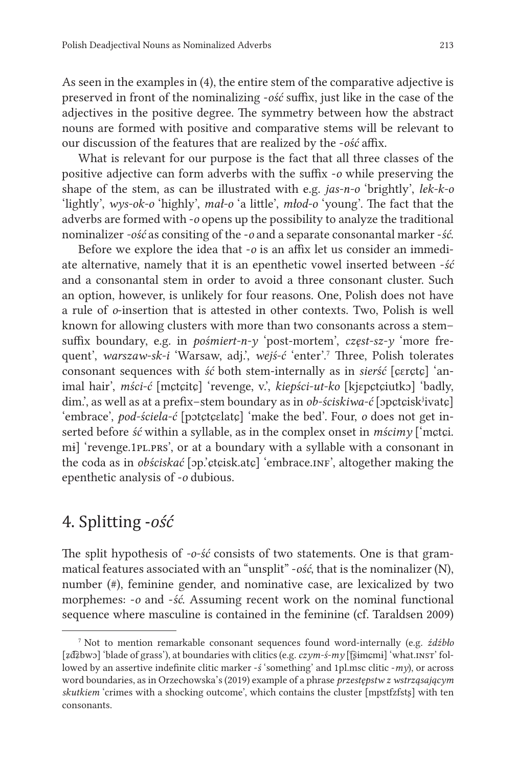As seen in the examples in (4), the entire stem of the comparative adjective is preserved in front of the nominalizing *-ość* suffix, just like in the case of the adjectives in the positive degree. The symmetry between how the abstract nouns are formed with positive and comparative stems will be relevant to our discussion of the features that are realized by the *-ość* affix.

What is relevant for our purpose is the fact that all three classes of the positive adjective can form adverbs with the suffix *-o* while preserving the shape of the stem, as can be illustrated with e.g. *jas-n-o* 'brightly', *lek-k-o* 'lightly', *wys-ok-o* 'highly', *mał-o* 'a little', *młod-o* 'young'. The fact that the adverbs are formed with *-o* opens up the possibility to analyze the traditional nominalizer *-ość* as consiting of the *-o* and a separate consonantal marker *-ść*.

Before we explore the idea that *-o* is an affix let us consider an immediate alternative, namely that it is an epenthetic vowel inserted between *-ść* and a consonantal stem in order to avoid a three consonant cluster. Such an option, however, is unlikely for four reasons. One, Polish does not have a rule of *o*-insertion that is attested in other contexts. Two, Polish is well known for allowing clusters with more than two consonants across a stem–suffix boundary, e.g. in *pośmiert-n-y* 'post-mortem', *częst-sz-y* 'more frequent', *warszaw-sk-i* 'Warsaw, adj.', *wejś-ć* 'enter'.[7] Three, Polish tolerates consonant sequences with *ść* both stem-internally as in *sierść* [ɕɛrɕtɕ] 'animal hair', *mści-ć* [mɕtɕitɕ] 'revenge, v.', *kiepści-ut-ko* [kjɛpɕtɕiutkɔ] 'badly, dim.', as well as at a prefix–stem boundary as in *ob-ściskiwa-ć* [ɔpɕtɕiskʲivatɕ] 'embrace', *pod-ściela-ć* [pɔtɕtɕɛlatɕ] 'make the bed'. Four, *o* does not get inserted before *ść* within a syllable, as in the complex onset in *mścimy* [ˈmɕtɕi.mɨ] 'revenge.1PL.PRS', or at a boundary with a syllable with a consonant in the coda as in *obściskać* [ɔp.ˈɕtɕisk.atɕ] 'embrace.INF', altogether making the epenthetic analysis of *-o* dubious.

## 4. Splitting *-ość*

The split hypothesis of *-o-ść* consists of two statements. One is that grammatical features associated with an "unsplit" *-ość*, that is the nominalizer (N), number (#), feminine gender, and nominative case, are lexicalized by two morphemes: *-o* and *-ść*. Assuming recent work on the nominal functional sequence where masculine is contained in the feminine (cf. Taraldsen 2009)

---

[7] Not to mention remarkable consonant sequences found word-internally (e.g. *źdźbło* [ʑd͡ʑbwɔ] 'blade of grass'), at boundaries with clitics (e.g. *czym-ś-my* [t͡ʂɨmɕmɨ] 'what.INST' followed by an assertive indefinite clitic marker *-ś* 'something' and 1pl.msc clitic *-my*), or across word boundaries, as in Orzechowska's (2019) example of a phrase *przestępstw z wstrząsającym skutkiem* 'crimes with a shocking outcome', which contains the cluster [mpstfzfstʂ] with ten consonants.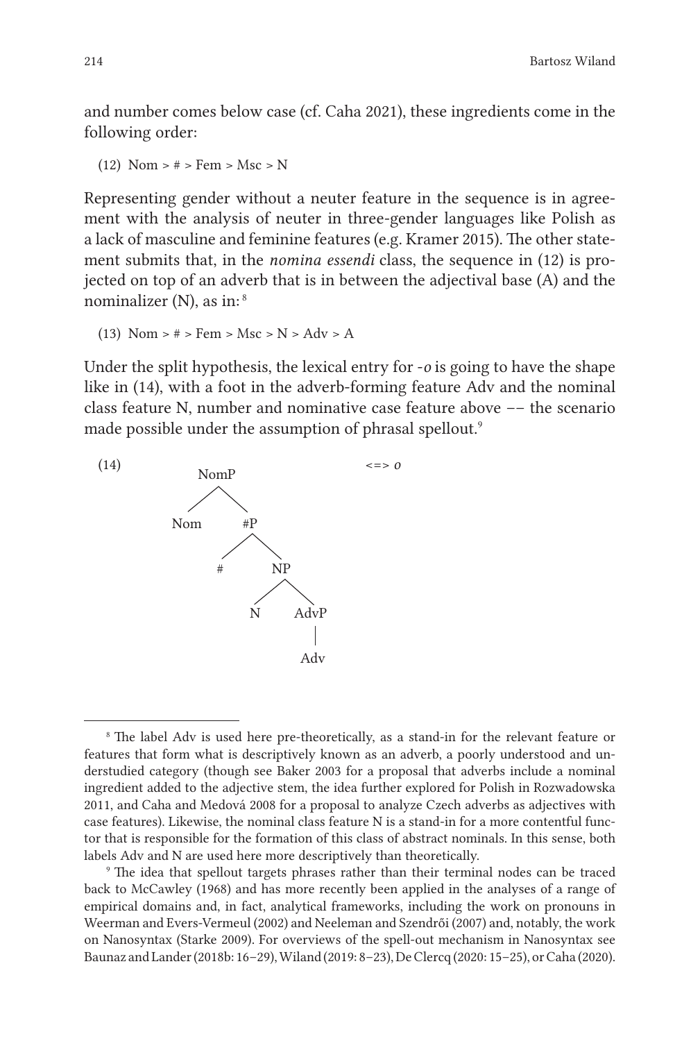and number comes below case (cf. Caha 2021), these ingredients come in the following order:

(12) Nom > # > Fem > Msc > N

Representing gender without a neuter feature in the sequence is in agreement with the analysis of neuter in three-gender languages like Polish as a lack of masculine and feminine features (e.g. Kramer 2015). The other statement submits that, in the *nomina essendi* class, the sequence in (12) is projected on top of an adverb that is in between the adjectival base (A) and the nominalizer (N), as in:[8]

(13) Nom > # > Fem > Msc > N > Adv > A

Under the split hypothesis, the lexical entry for *-o* is going to have the shape like in (14), with a foot in the adverb-forming feature Adv and the nominal class feature N, number and nominative case feature above –– the scenario made possible under the assumption of phrasal spellout.[9]

(14)

```
        NomP                    <=> o
       /    \
    Nom      #P
            /  \
           #    NP
               /  \
              N    AdvP
                    |
                   Adv
```

[8] The label Adv is used here pre-theoretically, as a stand-in for the relevant feature or features that form what is descriptively known as an adverb, a poorly understood and understudied category (though see Baker 2003 for a proposal that adverbs include a nominal ingredient added to the adjective stem, the idea further explored for Polish in Rozwadowska 2011, and Caha and Medová 2008 for a proposal to analyze Czech adverbs as adjectives with case features). Likewise, the nominal class feature N is a stand-in for a more contentful functor that is responsible for the formation of this class of abstract nominals. In this sense, both labels Adv and N are used here more descriptively than theoretically.

[9] The idea that spellout targets phrases rather than their terminal nodes can be traced back to McCawley (1968) and has more recently been applied in the analyses of a range of empirical domains and, in fact, analytical frameworks, including the work on pronouns in Weerman and Evers-Vermeul (2002) and Neeleman and Szendrői (2007) and, notably, the work on Nanosyntax (Starke 2009). For overviews of the spell-out mechanism in Nanosyntax see Baunaz and Lander (2018b: 16–29), Wiland (2019: 8–23), De Clercq (2020: 15–25), or Caha (2020).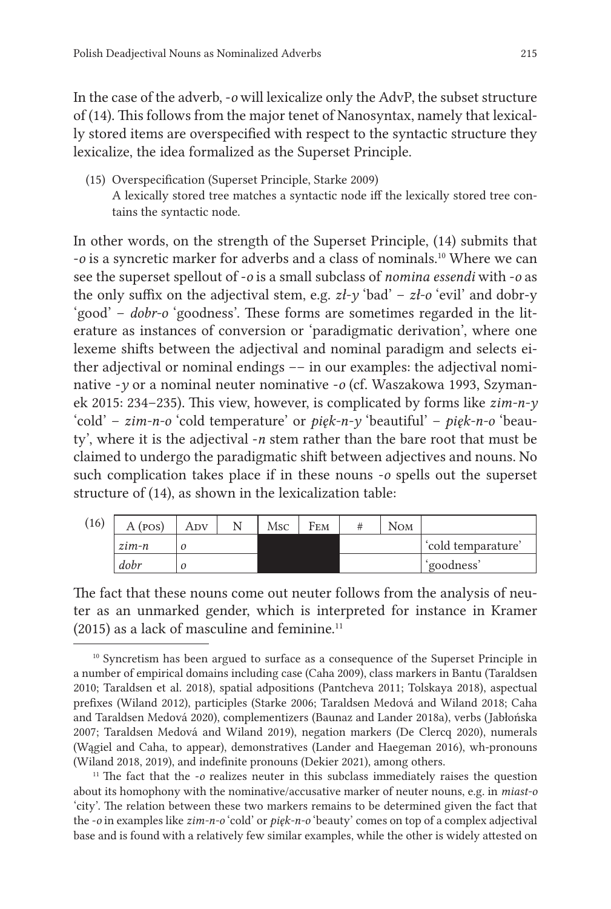In the case of the adverb, *-o* will lexicalize only the AdvP, the subset structure of (14). This follows from the major tenet of Nanosyntax, namely that lexically stored items are overspecified with respect to the syntactic structure they lexicalize, the idea formalized as the Superset Principle.

(15) Overspecification (Superset Principle, Starke 2009)
A lexically stored tree matches a syntactic node iff the lexically stored tree contains the syntactic node.

In other words, on the strength of the Superset Principle, (14) submits that *-o* is a syncretic marker for adverbs and a class of nominals.[10] Where we can see the superset spellout of *-o* is a small subclass of *nomina essendi* with *-o* as the only suffix on the adjectival stem, e.g. *zł-y* 'bad' – *zł-o* 'evil' and dobr-y 'good' – *dobr-o* 'goodness'. These forms are sometimes regarded in the literature as instances of conversion or 'paradigmatic derivation', where one lexeme shifts between the adjectival and nominal paradigm and selects either adjectival or nominal endings –– in our examples: the adjectival nominative *-y* or a nominal neuter nominative *-o* (cf. Waszakowa 1993, Szymanek 2015: 234–235). This view, however, is complicated by forms like *zim-n-y* 'cold' – *zim-n-o* 'cold temperature' or *pięk-n-y* 'beautiful' – *pięk-n-o* 'beauty', where it is the adjectival *-n* stem rather than the bare root that must be claimed to undergo the paradigmatic shift between adjectives and nouns. No such complication takes place if in these nouns *-o* spells out the superset structure of (14), as shown in the lexicalization table:

(16)

| A (POS) | ADV | N | MSC | FEM | # | NOM | |
|---|---|---|---|---|---|---|---|
| *zim-n* | *o* | | ■ | ■ | | | 'cold temparature' |
| *dobr* | *o* | | ■ | ■ | | | 'goodness' |

The fact that these nouns come out neuter follows from the analysis of neuter as an unmarked gender, which is interpreted for instance in Kramer (2015) as a lack of masculine and feminine.[11]

---

[10] Syncretism has been argued to surface as a consequence of the Superset Principle in a number of empirical domains including case (Caha 2009), class markers in Bantu (Taraldsen 2010; Taraldsen et al. 2018), spatial adpositions (Pantcheva 2011; Tolskaya 2018), aspectual prefixes (Wiland 2012), participles (Starke 2006; Taraldsen Medová and Wiland 2018; Caha and Taraldsen Medová 2020), complementizers (Baunaz and Lander 2018a), verbs (Jabłońska 2007; Taraldsen Medová and Wiland 2019), negation markers (De Clercq 2020), numerals (Wągiel and Caha, to appear), demonstratives (Lander and Haegeman 2016), wh-pronouns (Wiland 2018, 2019), and indefinite pronouns (Dekier 2021), among others.

[11] The fact that the *-o* realizes neuter in this subclass immediately raises the question about its homophony with the nominative/accusative marker of neuter nouns, e.g. in *miast-o* 'city'. The relation between these two markers remains to be determined given the fact that the *-o* in examples like *zim-n-o* 'cold' or *pięk-n-o* 'beauty' comes on top of a complex adjectival base and is found with a relatively few similar examples, while the other is widely attested on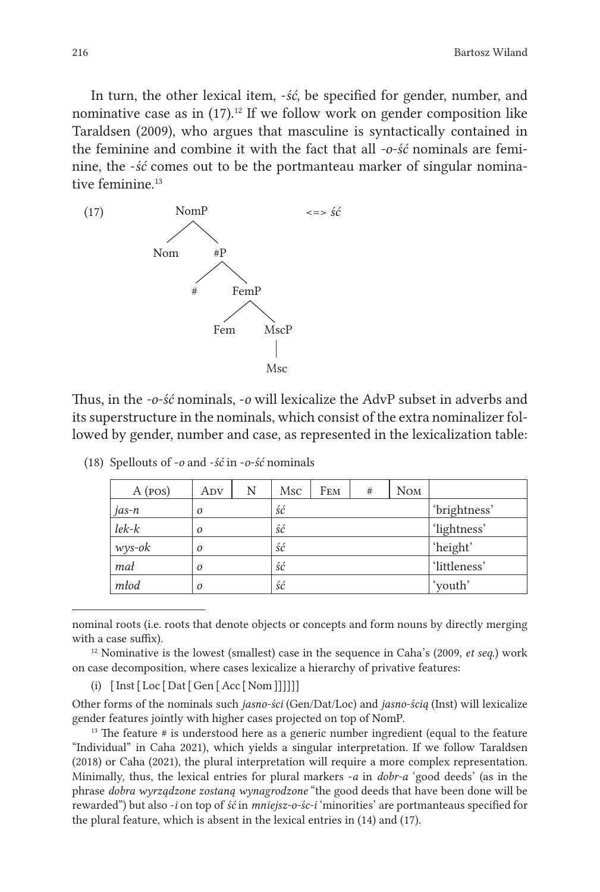In turn, the other lexical item, *-ść*, be specified for gender, number, and nominative case as in (17).[12] If we follow work on gender composition like Taraldsen (2009), who argues that masculine is syntactically contained in the feminine and combine it with the fact that all *-o-ść* nominals are feminine, the *-ść* comes out to be the portmanteau marker of singular nominative feminine.[13]

(17) [NomP Nom [#P # [FemP Fem [MscP Msc ]]]] <=> *ść*

Thus, in the *-o-ść* nominals, *-o* will lexicalize the AdvP subset in adverbs and its superstructure in the nominals, which consist of the extra nominalizer followed by gender, number and case, as represented in the lexicalization table:

(18) Spellouts of *-o* and *-ść* in *-o-ść* nominals

| A (pos) | Adv | N | Msc | Fem | # | Nom | |
|---|---|---|---|---|---|---|---|
| *jas-n* | *o* | | *ść* | | | | 'brightness' |
| *lek-k* | *o* | | *ść* | | | | 'lightness' |
| *wys-ok* | *o* | | *ść* | | | | 'height' |
| *mał* | *o* | | *ść* | | | | 'littleness' |
| *młod* | *o* | | *ść* | | | | 'youth' |

---

nominal roots (i.e. roots that denote objects or concepts and form nouns by directly merging with a case suffix).

[12] Nominative is the lowest (smallest) case in the sequence in Caha's (2009, *et seq.*) work on case decomposition, where cases lexicalize a hierarchy of privative features:

(i) [ Inst [ Loc [ Dat [ Gen [ Acc [ Nom ]]]]]]

Other forms of the nominals such *jasno-ści* (Gen/Dat/Loc) and *jasno-ścią* (Inst) will lexicalize gender features jointly with higher cases projected on top of NomP.

[13] The feature # is understood here as a generic number ingredient (equal to the feature "Individual" in Caha 2021), which yields a singular interpretation. If we follow Taraldsen (2018) or Caha (2021), the plural interpretation will require a more complex representation. Minimally, thus, the lexical entries for plural markers *-a* in *dobr-a* 'good deeds' (as in the phrase *dobra wyrządzone zostaną wynagrodzone* "the good deeds that have been done will be rewarded") but also *-i* on top of *ść* in *mniejsz-o-ść-i* 'minorities' are portmanteaus specified for the plural feature, which is absent in the lexical entries in (14) and (17).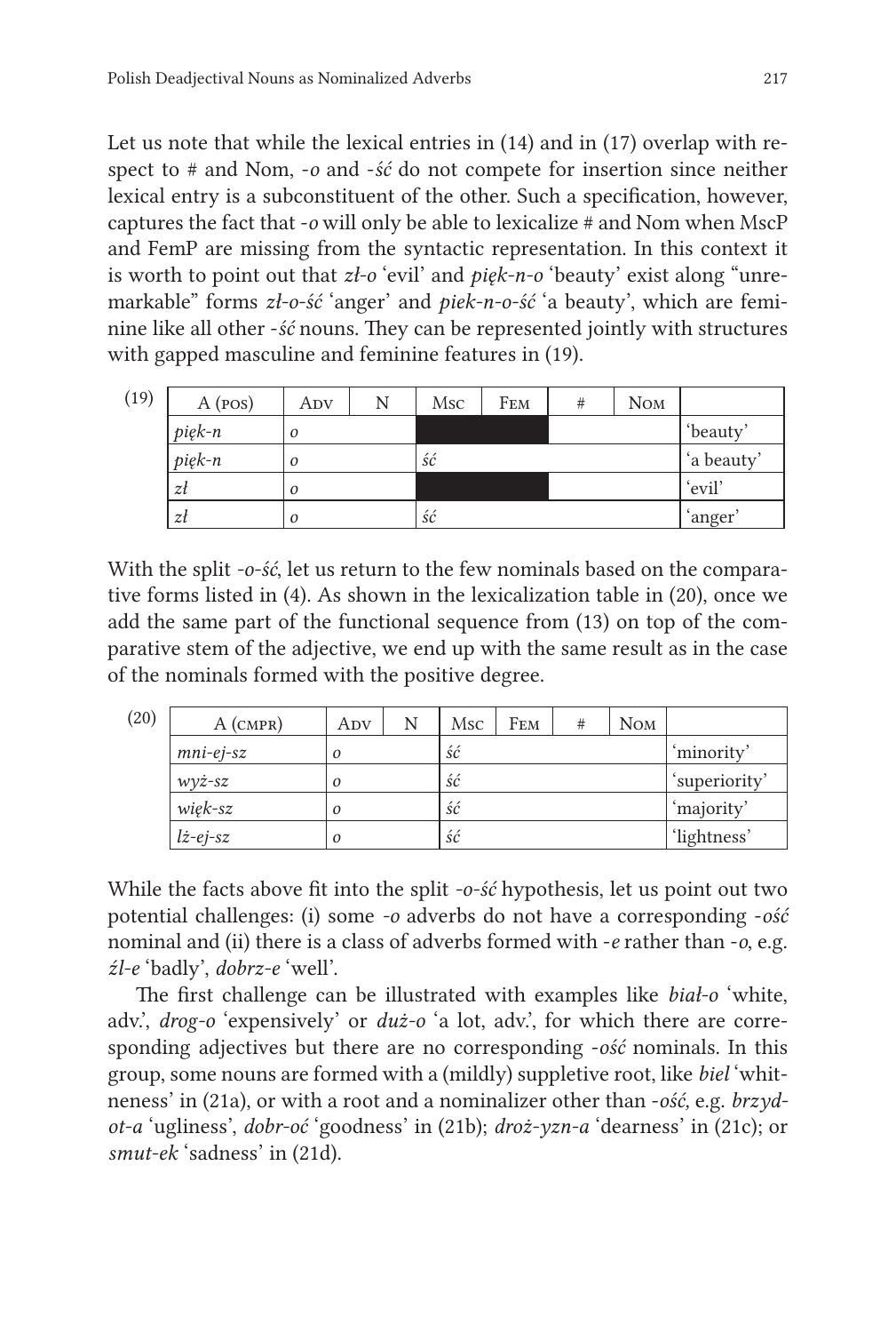Let us note that while the lexical entries in (14) and in (17) overlap with respect to # and Nom, *-o* and *-ść* do not compete for insertion since neither lexical entry is a subconstituent of the other. Such a specification, however, captures the fact that *-o* will only be able to lexicalize # and Nom when MscP and FemP are missing from the syntactic representation. In this context it is worth to point out that *zł-o* 'evil' and *pięk-n-o* 'beauty' exist along "unremarkable" forms *zł-o-ść* 'anger' and *piek-n-o-ść* 'a beauty', which are feminine like all other *-ść* nouns. They can be represented jointly with structures with gapped masculine and feminine features in (19).

(19)

| A (POS) | ADV | N | MSC | FEM | # | NOM | |
|---|---|---|---|---|---|---|---|
| *pięk-n* | *o* | | ■ | ■ | | | 'beauty' |
| *pięk-n* | *o* | | *ść* | | | | 'a beauty' |
| *zł* | *o* | | ■ | ■ | | | 'evil' |
| *zł* | *o* | | *ść* | | | | 'anger' |

With the split *-o-ść*, let us return to the few nominals based on the comparative forms listed in (4). As shown in the lexicalization table in (20), once we add the same part of the functional sequence from (13) on top of the comparative stem of the adjective, we end up with the same result as in the case of the nominals formed with the positive degree.

(20)

| A (CMPR) | ADV | N | MSC | FEM | # | NOM | |
|---|---|---|---|---|---|---|---|
| *mni-ej-sz* | *o* | | *ść* | | | | 'minority' |
| *wyż-sz* | *o* | | *ść* | | | | 'superiority' |
| *więk-sz* | *o* | | *ść* | | | | 'majority' |
| *lż-ej-sz* | *o* | | *ść* | | | | 'lightness' |

While the facts above fit into the split *-o-ść* hypothesis, let us point out two potential challenges: (i) some *-o* adverbs do not have a corresponding *-ość* nominal and (ii) there is a class of adverbs formed with *-e* rather than *-o*, e.g. *źl-e* 'badly', *dobrz-e* 'well'.

The first challenge can be illustrated with examples like *biał-o* 'white, adv.', *drog-o* 'expensively' or *duż-o* 'a lot, adv.', for which there are corresponding adjectives but there are no corresponding *-ość* nominals. In this group, some nouns are formed with a (mildly) suppletive root, like *biel* 'whitneness' in (21a), or with a root and a nominalizer other than *-ość*, e.g. *brzyd-ot-a* 'ugliness', *dobr-oć* 'goodness' in (21b); *droż-yzn-a* 'dearness' in (21c); or *smut-ek* 'sadness' in (21d).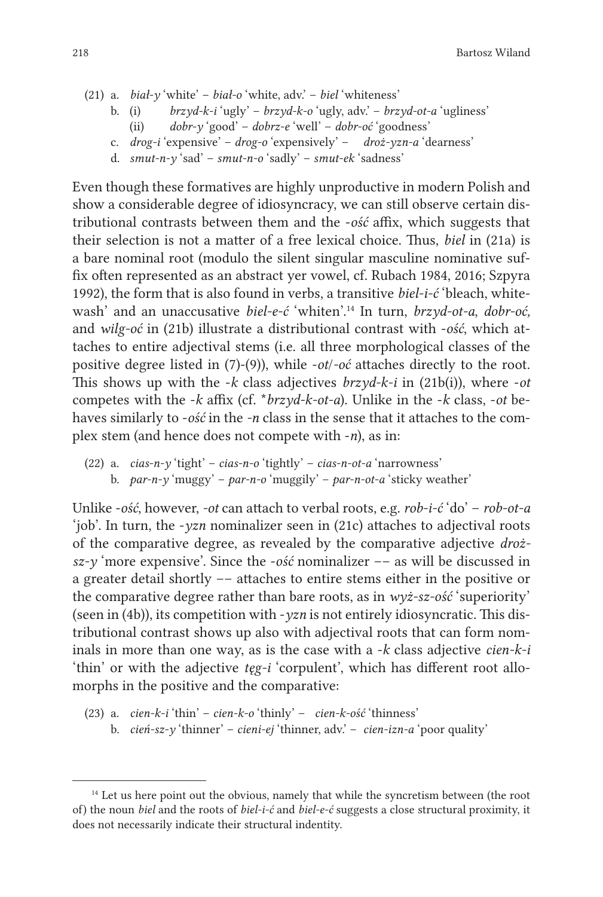(21) a. *biał-y* 'white' – *biał-o* 'white, adv.' – *biel* 'whiteness'
   b. (i) *brzyd-k-i* 'ugly' – *brzyd-k-o* 'ugly, adv.' – *brzyd-ot-a* 'ugliness'
      (ii) *dobr-y* 'good' – *dobrz-e* 'well' – *dobr-oć* 'goodness'
   c. *drog-i* 'expensive' – *drog-o* 'expensively' – *droż-yzn-a* 'dearness'
   d. *smut-n-y* 'sad' – *smut-n-o* 'sadly' – *smut-ek* 'sadness'

Even though these formatives are highly unproductive in modern Polish and show a considerable degree of idiosyncracy, we can still observe certain distributional contrasts between them and the *-ość* affix, which suggests that their selection is not a matter of a free lexical choice. Thus, *biel* in (21a) is a bare nominal root (modulo the silent singular masculine nominative suffix often represented as an abstract yer vowel, cf. Rubach 1984, 2016; Szpyra 1992), the form that is also found in verbs, a transitive *biel-i-ć* 'bleach, whitewash' and an unaccusative *biel-e-ć* 'whiten'.[14] In turn, *brzyd-ot-a, dobr-oć,* and *wilg-oć* in (21b) illustrate a distributional contrast with *-ość*, which attaches to entire adjectival stems (i.e. all three morphological classes of the positive degree listed in (7)-(9)), while *-ot*/*-oć* attaches directly to the root. This shows up with the *-k* class adjectives *brzyd-k-i* in (21b(i)), where *-ot* competes with the *-k* affix (cf. \**brzyd-k-ot-a*). Unlike in the *-k* class, *-ot* behaves similarly to *-ość* in the *-n* class in the sense that it attaches to the complex stem (and hence does not compete with *-n*), as in:

(22) a. *cias-n-y* 'tight' – *cias-n-o* 'tightly' – *cias-n-ot-a* 'narrowness'
   b. *par-n-y* 'muggy' – *par-n-o* 'muggily' – *par-n-ot-a* 'sticky weather'

Unlike *-ość*, however, *-ot* can attach to verbal roots, e.g. *rob-i-ć* 'do' – *rob-ot-a* 'job'. In turn, the *-yzn* nominalizer seen in (21c) attaches to adjectival roots of the comparative degree, as revealed by the comparative adjective *droż-sz-y* 'more expensive'. Since the *-ość* nominalizer –– as will be discussed in a greater detail shortly –– attaches to entire stems either in the positive or the comparative degree rather than bare roots, as in *wyż-sz-ość* 'superiority' (seen in (4b)), its competition with *-yzn* is not entirely idiosyncratic. This distributional contrast shows up also with adjectival roots that can form nominals in more than one way, as is the case with a *-k* class adjective *cien-k-i* 'thin' or with the adjective *tęg-i* 'corpulent', which has different root allomorphs in the positive and the comparative:

(23) a. *cien-k-i* 'thin' – *cien-k-o* 'thinly' – *cien-k-ość* 'thinness'
   b. *cień-sz-y* 'thinner' – *cieni-ej* 'thinner, adv.' – *cien-izn-a* 'poor quality'

[14] Let us here point out the obvious, namely that while the syncretism between (the root of) the noun *biel* and the roots of *biel-i-ć* and *biel-e-ć* suggests a close structural proximity, it does not necessarily indicate their structural indentity.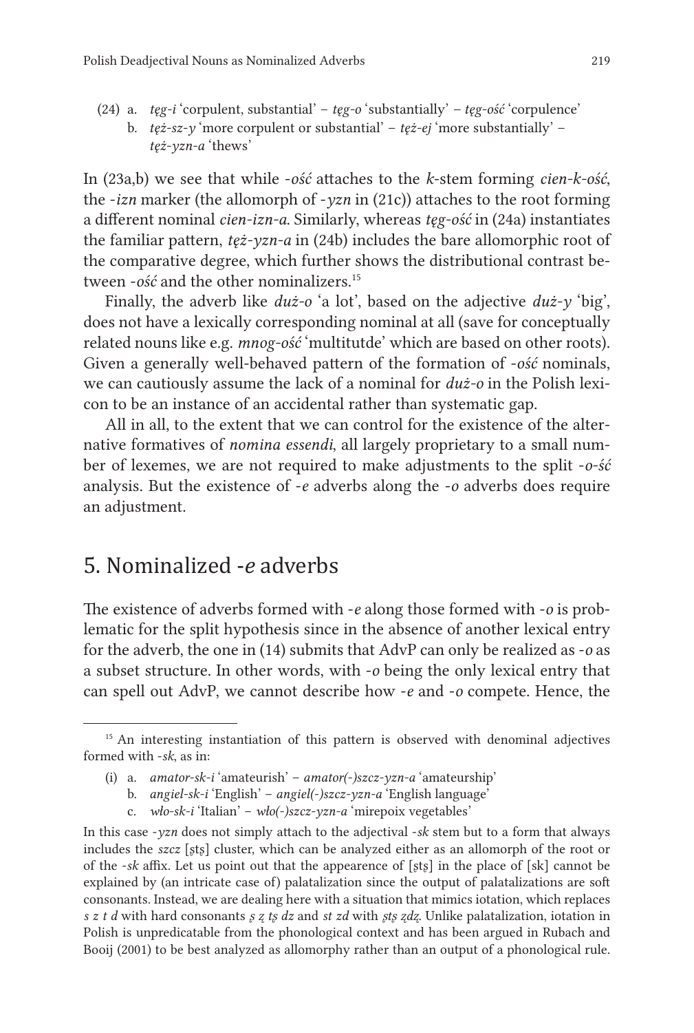(24) a. *tęg-i* 'corpulent, substantial' – *tęg-o* 'substantially' – *tęg-ość* 'corpulence'
  b. *tęż-sz-y* 'more corpulent or substantial' – *tęż-ej* 'more substantially' – *tęż-yzn-a* 'thews'

In (23a,b) we see that while *-ość* attaches to the *k*-stem forming *cien-k-ość*, the *-izn* marker (the allomorph of *-yzn* in (21c)) attaches to the root forming a different nominal *cien-izn-a*. Similarly, whereas *tęg-ość* in (24a) instantiates the familiar pattern, *tęż-yzn-a* in (24b) includes the bare allomorphic root of the comparative degree, which further shows the distributional contrast between *-ość* and the other nominalizers.[15]

Finally, the adverb like *duż-o* 'a lot', based on the adjective *duż-y* 'big', does not have a lexically corresponding nominal at all (save for conceptually related nouns like e.g. *mnog-ość* 'multitutde' which are based on other roots). Given a generally well-behaved pattern of the formation of *-ość* nominals, we can cautiously assume the lack of a nominal for *duż-o* in the Polish lexicon to be an instance of an accidental rather than systematic gap.

All in all, to the extent that we can control for the existence of the alternative formatives of *nomina essendi*, all largely proprietary to a small number of lexemes, we are not required to make adjustments to the split *-o-ść* analysis. But the existence of *-e* adverbs along the *-o* adverbs does require an adjustment.

## 5. Nominalized *-e* adverbs

The existence of adverbs formed with *-e* along those formed with *-o* is problematic for the split hypothesis since in the absence of another lexical entry for the adverb, the one in (14) submits that AdvP can only be realized as *-o* as a subset structure. In other words, with *-o* being the only lexical entry that can spell out AdvP, we cannot describe how *-e* and *-o* compete. Hence, the

---

[15] An interesting instantiation of this pattern is observed with denominal adjectives formed with *-sk*, as in:

(i) a. *amator-sk-i* 'amateurish' – *amator(-)szcz-yzn-a* 'amateurship'
  b. *angiel-sk-i* 'English' – *angiel(-)szcz-yzn-a* 'English language'
  c. *wło-sk-i* 'Italian' – *wło(-)szcz-yzn-a* 'mirepoix vegetables'

In this case *-yzn* does not simply attach to the adjectival *-sk* stem but to a form that always includes the *szcz* [ʂtʂ] cluster, which can be analyzed either as an allomorph of the root or of the *-sk* affix. Let us point out that the appearence of [ʂtʂ] in the place of [sk] cannot be explained by (an intricate case of) palatalization since the output of palatalizations are soft consonants. Instead, we are dealing here with a situation that mimics iotation, which replaces *s z t d* with hard consonants *ʂ ʐ tʂ dz* and *st zd* with *ʂtʂ ʐdʐ*. Unlike palatalization, iotation in Polish is unpredicatable from the phonological context and has been argued in Rubach and Booij (2001) to be best analyzed as allomorphy rather than an output of a phonological rule.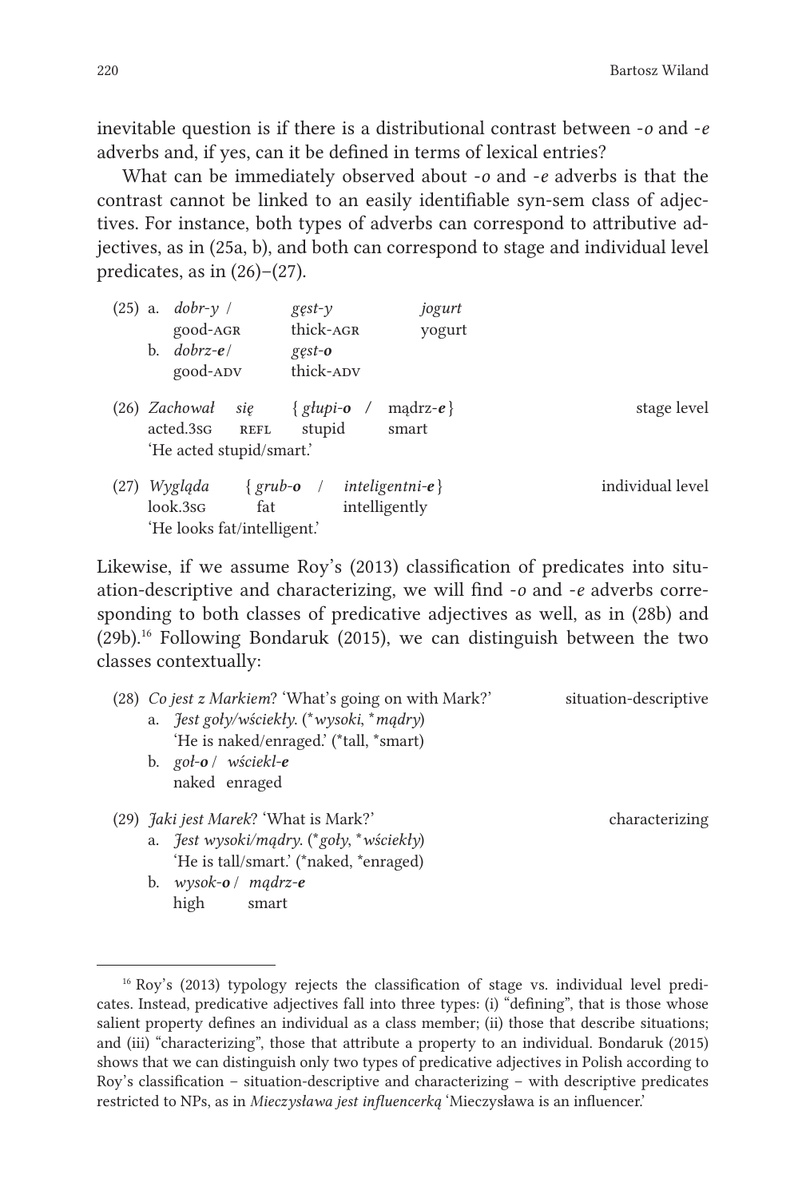inevitable question is if there is a distributional contrast between *-o* and *-e* adverbs and, if yes, can it be defined in terms of lexical entries?

What can be immediately observed about *-o* and *-e* adverbs is that the contrast cannot be linked to an easily identifiable syn-sem class of adjectives. For instance, both types of adverbs can correspond to attributive adjectives, as in (25a, b), and both can correspond to stage and individual level predicates, as in (26)–(27).

(25) a. *dobr-y* / *gęst-y* *jogurt*
good-AGR thick-AGR yogurt
b. *dobrz-**e*** / *gęst-**o***
good-ADV thick-ADV

(26) *Zachował się* { *głupi-**o*** / mądrz-***e*** } — stage level
acted.3SG REFL stupid smart
'He acted stupid/smart.'

(27) *Wygląda* { *grub-**o*** / *inteligentni-**e*** } — individual level
look.3SG fat intelligently
'He looks fat/intelligent.'

Likewise, if we assume Roy's (2013) classification of predicates into situation-descriptive and characterizing, we will find *-o* and *-e* adverbs corresponding to both classes of predicative adjectives as well, as in (28b) and (29b).[16] Following Bondaruk (2015), we can distinguish between the two classes contextually:

(28) *Co jest z Markiem*? 'What's going on with Mark?' — situation-descriptive
a. *Jest goły/wściekły*. (\**wysoki*, \**mądry*)
'He is naked/enraged.' (\*tall, \*smart)
b. *goł-**o*** / *wściekl-**e***
naked enraged

(29) *Jaki jest Marek*? 'What is Mark?' — characterizing
a. *Jest wysoki/mądry*. (\**goły*, \**wściekły*)
'He is tall/smart.' (\*naked, \*enraged)
b. *wysok-**o*** / *mądrz-**e***
high smart

---

[16] Roy's (2013) typology rejects the classification of stage vs. individual level predicates. Instead, predicative adjectives fall into three types: (i) "defining", that is those whose salient property defines an individual as a class member; (ii) those that describe situations; and (iii) "characterizing", those that attribute a property to an individual. Bondaruk (2015) shows that we can distinguish only two types of predicative adjectives in Polish according to Roy's classification – situation-descriptive and characterizing – with descriptive predicates restricted to NPs, as in *Mieczysława jest influencerką* 'Mieczysława is an influencer.'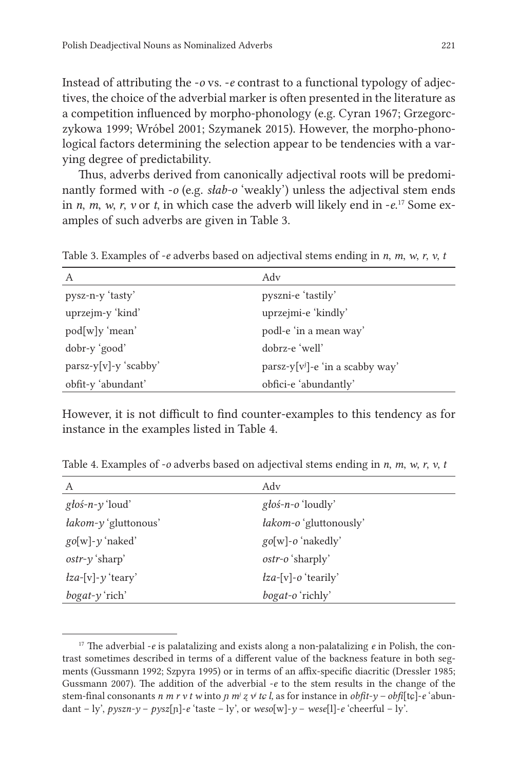Instead of attributing the *-o* vs. *-e* contrast to a functional typology of adjectives, the choice of the adverbial marker is often presented in the literature as a competition influenced by morpho-phonology (e.g. Cyran 1967; Grzegorczykowa 1999; Wróbel 2001; Szymanek 2015). However, the morpho-phonological factors determining the selection appear to be tendencies with a varying degree of predictability.

Thus, adverbs derived from canonically adjectival roots will be predominantly formed with *-o* (e.g. *słab-o* 'weakly') unless the adjectival stem ends in *n*, *m*, *w*, *r*, *v* or *t*, in which case the adverb will likely end in *-e*.[17] Some examples of such adverbs are given in Table 3.

Table 3. Examples of *-e* adverbs based on adjectival stems ending in *n*, *m*, *w*, *r*, *v*, *t*

| A | Adv |
|---|---|
| pysz-n-y 'tasty' | pyszni-e 'tastily' |
| uprzejm-y 'kind' | uprzejmi-e 'kindly' |
| pod[w]y 'mean' | podl-e 'in a mean way' |
| dobr-y 'good' | dobrz-e 'well' |
| parsz-y[v]-y 'scabby' | parsz-y[vʲ]-e 'in a scabby way' |
| obfit-y 'abundant' | obfici-e 'abundantly' |

However, it is not difficult to find counter-examples to this tendency as for instance in the examples listed in Table 4.

Table 4. Examples of *-o* adverbs based on adjectival stems ending in *n*, *m*, *w*, *r*, *v*, *t*

| A | Adv |
|---|---|
| *głoś-n-y* 'loud' | *głoś-n-o* 'loudly' |
| *łakom-y* 'gluttonous' | *łakom-o* 'gluttonously' |
| *go*[w]*-y* 'naked' | *go*[w]*-o* 'nakedly' |
| *ostr-y* 'sharp' | *ostr-o* 'sharply' |
| *łza-*[v]*-y* 'teary' | *łza-*[v]*-o* 'tearily' |
| *bogat-y* 'rich' | *bogat-o* 'richly' |

---

[17] The adverbial *-e* is palatalizing and exists along a non-palatalizing *e* in Polish, the contrast sometimes described in terms of a different value of the backness feature in both segments (Gussmann 1992; Szpyra 1995) or in terms of an affix-specific diacritic (Dressler 1985; Gussmann 2007). The addition of the adverbial *-e* to the stem results in the change of the stem-final consonants *n m r v t w* into *ɲ mʲ ʐ vʲ tɕ l*, as for instance in *obfit-y* – *obfi*[tɕ]*-e* 'abundant – ly', *pyszn-y* – *pysz*[ɲ]*-e* 'taste – ly', or *weso*[w]*-y* – *wese*[l]*-e* 'cheerful – ly'.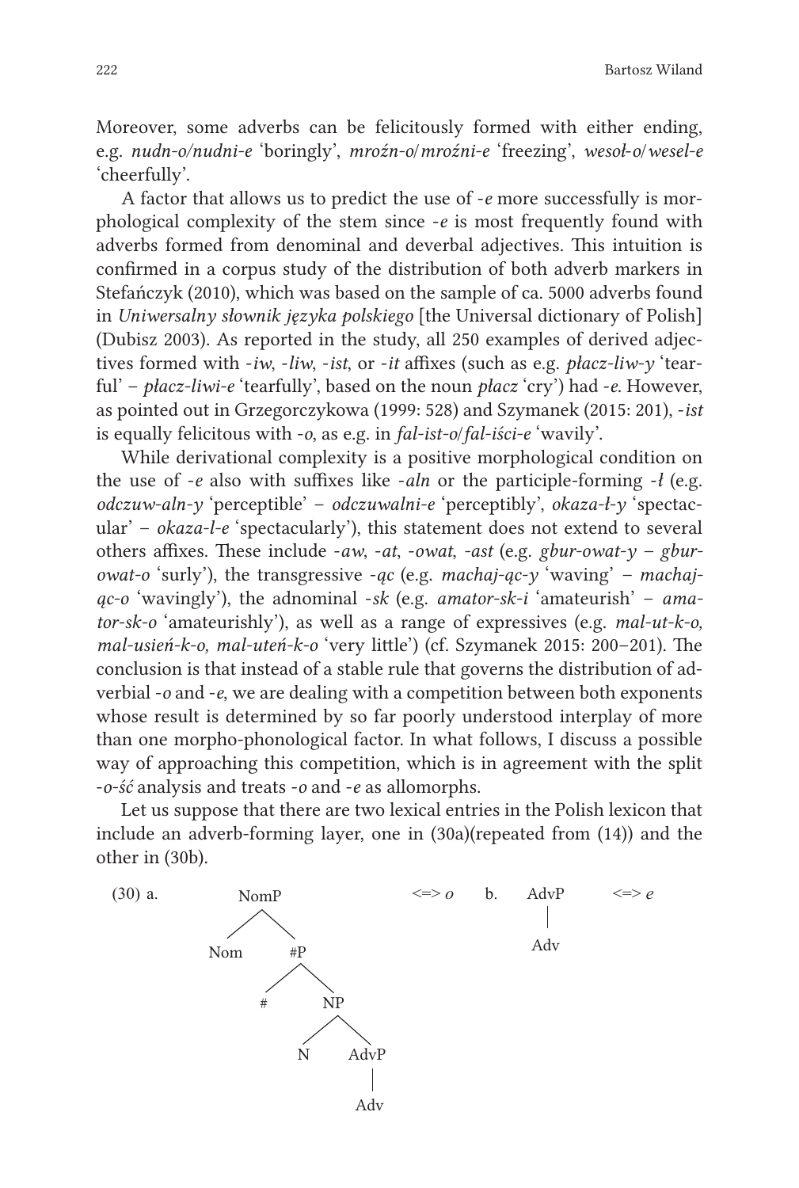Moreover, some adverbs can be felicitously formed with either ending, e.g. *nudn-o/nudni-e* 'boringly', *mroźn-o/mroźni-e* 'freezing', *wesoł-o/wesel-e* 'cheerfully'.

A factor that allows us to predict the use of *-e* more successfully is morphological complexity of the stem since *-e* is most frequently found with adverbs formed from denominal and deverbal adjectives. This intuition is confirmed in a corpus study of the distribution of both adverb markers in Stefańczyk (2010), which was based on the sample of ca. 5000 adverbs found in *Uniwersalny słownik języka polskiego* [the Universal dictionary of Polish] (Dubisz 2003). As reported in the study, all 250 examples of derived adjectives formed with *-iw*, *-liw*, *-ist*, or *-it* affixes (such as e.g. *płacz-liw-y* 'tearful' – *płacz-liwi-e* 'tearfully', based on the noun *płacz* 'cry') had *-e*. However, as pointed out in Grzegorczykowa (1999: 528) and Szymanek (2015: 201), *-ist* is equally felicitous with *-o*, as e.g. in *fal-ist-o/fal-iści-e* 'wavily'.

While derivational complexity is a positive morphological condition on the use of *-e* also with suffixes like *-aln* or the participle-forming *-ł* (e.g. *odczuw-aln-y* 'perceptible' – *odczuwalni-e* 'perceptibly', *okaza-ł-y* 'spectacular' – *okaza-l-e* 'spectacularly'), this statement does not extend to several others affixes. These include *-aw*, *-at*, *-owat*, *-ast* (e.g. *gbur-owat-y* – *gbur-owat-o* 'surly'), the transgressive *-ąc* (e.g. *machaj-ąc-y* 'waving' – *machaj-ąc-o* 'wavingly'), the adnominal *-sk* (e.g. *amator-sk-i* 'amateurish' – *amator-sk-o* 'amateurishly'), as well as a range of expressives (e.g. *mal-ut-k-o, mal-usień-k-o, mal-uteń-k-o* 'very little') (cf. Szymanek 2015: 200–201). The conclusion is that instead of a stable rule that governs the distribution of adverbial *-o* and *-e*, we are dealing with a competition between both exponents whose result is determined by so far poorly understood interplay of more than one morpho-phonological factor. In what follows, I discuss a possible way of approaching this competition, which is in agreement with the split *-o-ść* analysis and treats *-o* and *-e* as allomorphs.

Let us suppose that there are two lexical entries in the Polish lexicon that include an adverb-forming layer, one in (30a)(repeated from (14)) and the other in (30b).

(30) a. [NomP Nom [#P # [NP N [AdvP Adv]]]] <=> *o*

b. [AdvP Adv] <=> *e*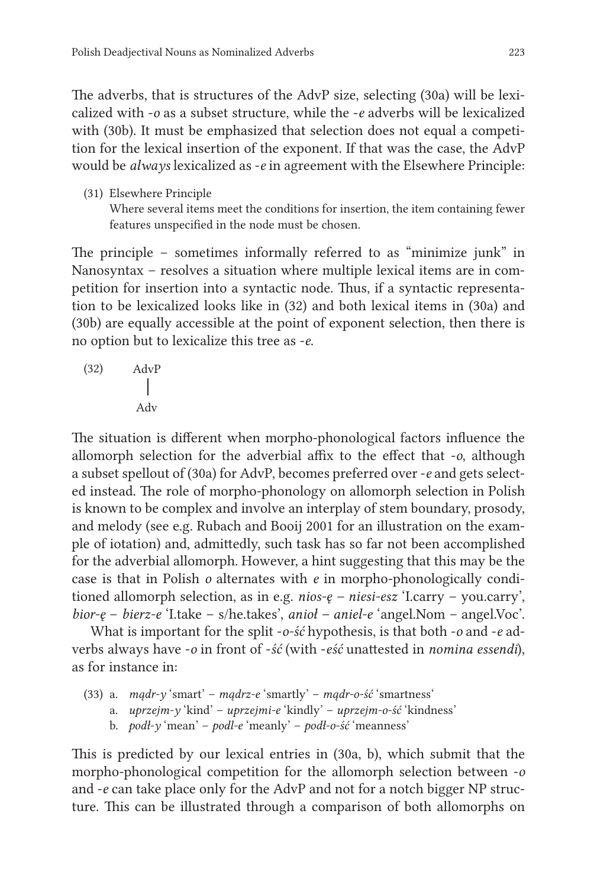The adverbs, that is structures of the AdvP size, selecting (30a) will be lexicalized with *-o* as a subset structure, while the *-e* adverbs will be lexicalized with (30b). It must be emphasized that selection does not equal a competition for the lexical insertion of the exponent. If that was the case, the AdvP would be *always* lexicalized as *-e* in agreement with the Elsewhere Principle:

(31) Elsewhere Principle
Where several items meet the conditions for insertion, the item containing fewer features unspecified in the node must be chosen.

The principle – sometimes informally referred to as "minimize junk" in Nanosyntax – resolves a situation where multiple lexical items are in competition for insertion into a syntactic node. Thus, if a syntactic representation to be lexicalized looks like in (32) and both lexical items in (30a) and (30b) are equally accessible at the point of exponent selection, then there is no option but to lexicalize this tree as *-e*.

```
(32)    AdvP
          |
         Adv
```

The situation is different when morpho-phonological factors influence the allomorph selection for the adverbial affix to the effect that *-o*, although a subset spellout of (30a) for AdvP, becomes preferred over *-e* and gets selected instead. The role of morpho-phonology on allomorph selection in Polish is known to be complex and involve an interplay of stem boundary, prosody, and melody (see e.g. Rubach and Booij 2001 for an illustration on the example of iotation) and, admittedly, such task has so far not been accomplished for the adverbial allomorph. However, a hint suggesting that this may be the case is that in Polish *o* alternates with *e* in morpho-phonologically conditioned allomorph selection, as in e.g. *nios-ę – niesi-esz* 'I.carry – you.carry', *bior-ę – bierz-e* 'I.take – s/he.takes', *anioł – aniel-e* 'angel.Nom – angel.Voc'.

What is important for the split *-o-ść* hypothesis, is that both *-o* and *-e* adverbs always have *-o* in front of *-ść* (with *-eść* unattested in *nomina essendi*), as for instance in:

(33) a. *mądr-y* 'smart' – *mądrz-e* 'smartly' – *mądr-o-ść* 'smartness'
a. *uprzejm-y* 'kind' – *uprzejmi-e* 'kindly' – *uprzejm-o-ść* 'kindness'
b. *podł-y* 'mean' – *podl-e* 'meanly' – *podł-o-ść* 'meanness'

This is predicted by our lexical entries in (30a, b), which submit that the morpho-phonological competition for the allomorph selection between *-o* and *-e* can take place only for the AdvP and not for a notch bigger NP structure. This can be illustrated through a comparison of both allomorphs on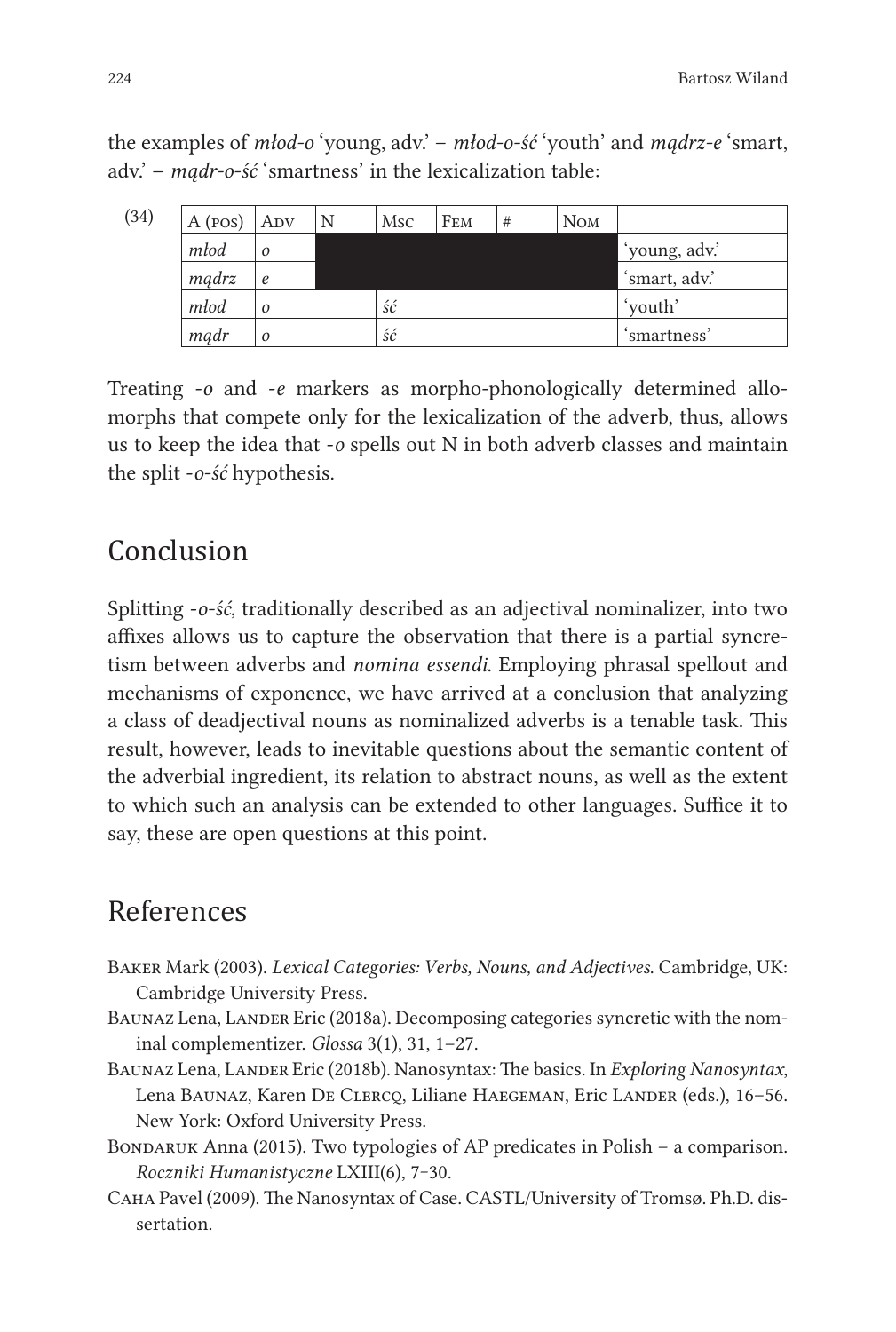the examples of *młod-o* 'young, adv.' – *młod-o-ść* 'youth' and *mądrz-e* 'smart, adv.' – *mądr-o-ść* 'smartness' in the lexicalization table:

(34)

| A (pos) | Adv | N | Msc | Fem | # | Nom | |
|---|---|---|---|---|---|---|---|
| *młod* | *o* | | | | | | 'young, adv.' |
| *mądrz* | *e* | | | | | | 'smart, adv.' |
| *młod* | *o* | | *ść* | | | | 'youth' |
| *mądr* | *o* | | *ść* | | | | 'smartness' |

Treating *-o* and *-e* markers as morpho-phonologically determined allomorphs that compete only for the lexicalization of the adverb, thus, allows us to keep the idea that *-o* spells out N in both adverb classes and maintain the split *-o-ść* hypothesis.

## Conclusion

Splitting *-o-ść*, traditionally described as an adjectival nominalizer, into two affixes allows us to capture the observation that there is a partial syncretism between adverbs and *nomina essendi*. Employing phrasal spellout and mechanisms of exponence, we have arrived at a conclusion that analyzing a class of deadjectival nouns as nominalized adverbs is a tenable task. This result, however, leads to inevitable questions about the semantic content of the adverbial ingredient, its relation to abstract nouns, as well as the extent to which such an analysis can be extended to other languages. Suffice it to say, these are open questions at this point.

## References

Baker Mark (2003). *Lexical Categories: Verbs, Nouns, and Adjectives*. Cambridge, UK: Cambridge University Press.

Baunaz Lena, Lander Eric (2018a). Decomposing categories syncretic with the nominal complementizer. *Glossa* 3(1), 31, 1–27.

Baunaz Lena, Lander Eric (2018b). Nanosyntax: The basics. In *Exploring Nanosyntax*, Lena Baunaz, Karen De Clercq, Liliane Haegeman, Eric Lander (eds.), 16–56. New York: Oxford University Press.

Bondaruk Anna (2015). Two typologies of AP predicates in Polish – a comparison. *Roczniki Humanistyczne* LXIII(6), 7–30.

Caha Pavel (2009). The Nanosyntax of Case. CASTL/University of Tromsø. Ph.D. dissertation.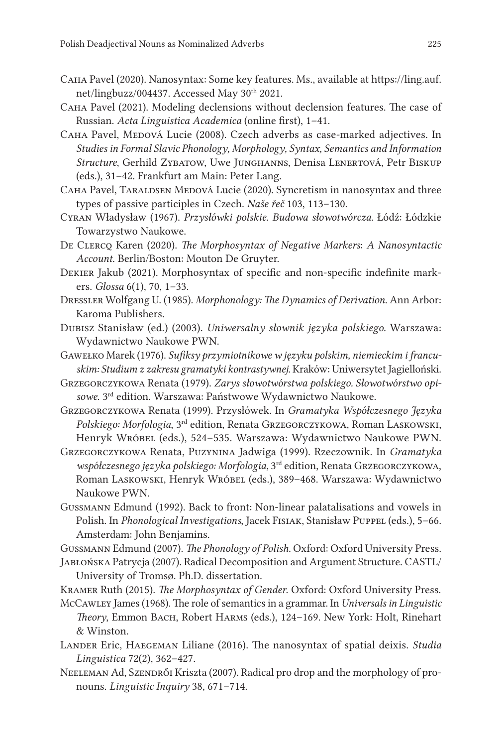Caha Pavel (2020). Nanosyntax: Some key features. Ms., available at https://ling.auf.net/lingbuzz/004437. Accessed May 30th 2021.

Caha Pavel (2021). Modeling declensions without declension features. The case of Russian. *Acta Linguistica Academica* (online first), 1–41.

Caha Pavel, Medová Lucie (2008). Czech adverbs as case-marked adjectives. In *Studies in Formal Slavic Phonology, Morphology, Syntax, Semantics and Information Structure*, Gerhild Zybatow, Uwe Junghanns, Denisa Lenertová, Petr Biskup (eds.), 31–42. Frankfurt am Main: Peter Lang.

Caha Pavel, Taraldsen Medová Lucie (2020). Syncretism in nanosyntax and three types of passive participles in Czech. *Naše řeč* 103, 113–130.

Cyran Władysław (1967). *Przysłówki polskie. Budowa słowotwórcza.* Łódź: Łódzkie Towarzystwo Naukowe.

De Clercq Karen (2020). *The Morphosyntax of Negative Markers*: *A Nanosyntactic Account*. Berlin/Boston: Mouton De Gruyter.

Dekier Jakub (2021). Morphosyntax of specific and non-specific indefinite markers. *Glossa* 6(1), 70, 1–33.

Dressler Wolfgang U. (1985). *Morphonology: The Dynamics of Derivation*. Ann Arbor: Karoma Publishers.

Dubisz Stanisław (ed.) (2003). *Uniwersalny słownik języka polskiego*. Warszawa: Wydawnictwo Naukowe PWN.

Gawełko Marek (1976). *Sufiksy przymiotnikowe w języku polskim, niemieckim i francuskim: Studium z zakresu gramatyki kontrastywnej*. Kraków: Uniwersytet Jagielloński.

Grzegorczykowa Renata (1979). *Zarys słowotwórstwa polskiego. Słowotwórstwo opisowe.* 3rd edition. Warszawa: Państwowe Wydawnictwo Naukowe.

Grzegorczykowa Renata (1999). Przysłówek. In *Gramatyka Współczesnego Języka Polskiego: Morfologia*, 3rd edition, Renata Grzegorczykowa, Roman Laskowski, Henryk Wróbel (eds.), 524–535. Warszawa: Wydawnictwo Naukowe PWN.

Grzegorczykowa Renata, Puzynina Jadwiga (1999). Rzeczownik. In *Gramatyka współczesnego języka polskiego: Morfologia*, 3rd edition, Renata Grzegorczykowa, Roman Laskowski, Henryk Wróbel (eds.), 389–468. Warszawa: Wydawnictwo Naukowe PWN.

Gussmann Edmund (1992). Back to front: Non-linear palatalisations and vowels in Polish. In *Phonological Investigations*, Jacek Fisiak, Stanisław Puppel (eds.), 5–66. Amsterdam: John Benjamins.

Gussmann Edmund (2007). *The Phonology of Polish*. Oxford: Oxford University Press.

Jabłońska Patrycja (2007). Radical Decomposition and Argument Structure. CASTL/University of Tromsø. Ph.D. dissertation.

Kramer Ruth (2015). *The Morphosyntax of Gender*. Oxford: Oxford University Press.

McCawley James (1968). The role of semantics in a grammar. In *Universals in Linguistic Theory*, Emmon Bach, Robert Harms (eds.), 124–169. New York: Holt, Rinehart & Winston.

Lander Eric, Haegeman Liliane (2016). The nanosyntax of spatial deixis. *Studia Linguistica* 72(2), 362–427.

Neeleman Ad, Szendrői Kriszta (2007). Radical pro drop and the morphology of pronouns. *Linguistic Inquiry* 38, 671–714.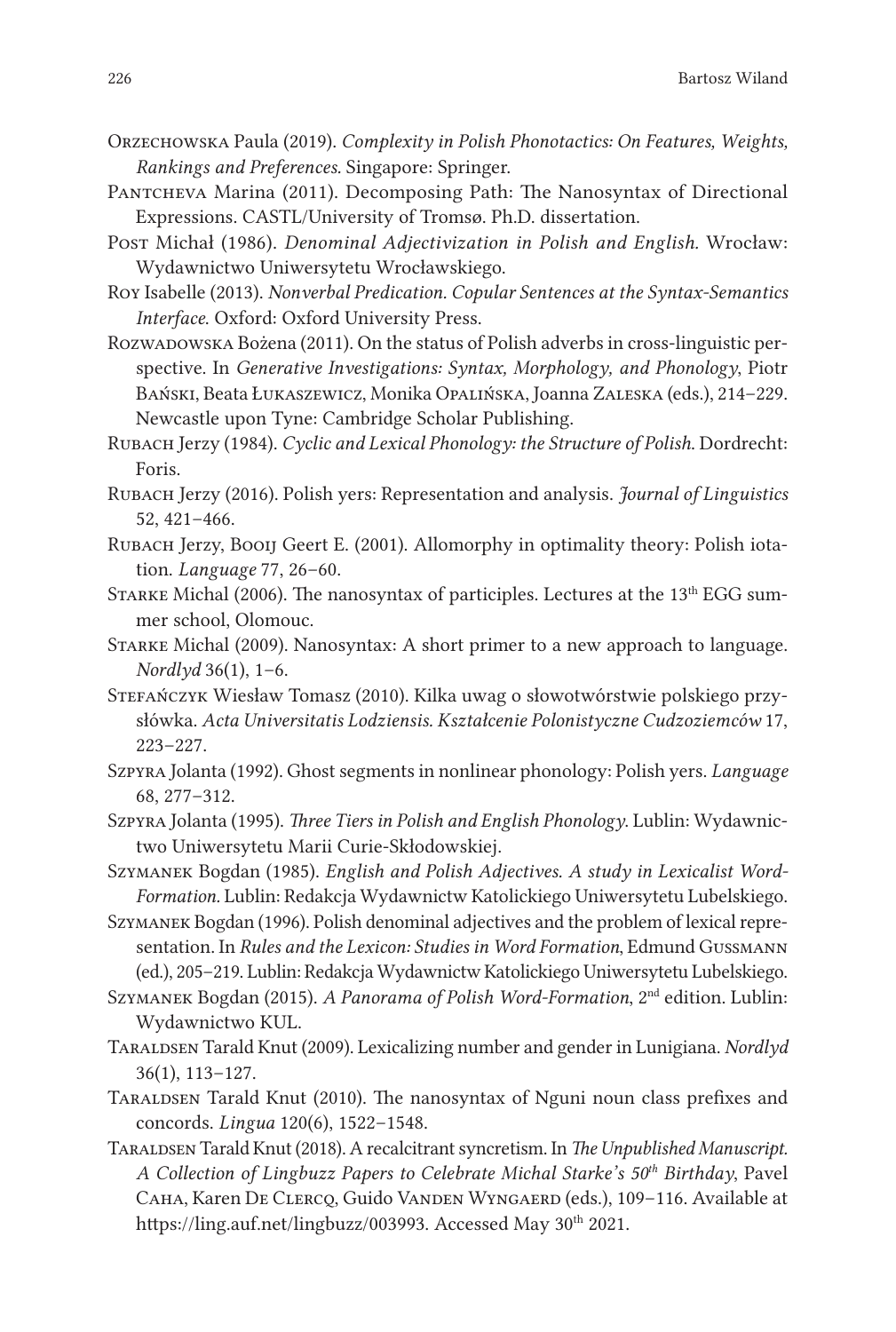Orzechowska Paula (2019). *Complexity in Polish Phonotactics: On Features, Weights, Rankings and Preferences*. Singapore: Springer.

Pantcheva Marina (2011). Decomposing Path: The Nanosyntax of Directional Expressions. CASTL/University of Tromsø. Ph.D. dissertation.

Post Michał (1986). *Denominal Adjectivization in Polish and English*. Wrocław: Wydawnictwo Uniwersytetu Wrocławskiego.

Roy Isabelle (2013). *Nonverbal Predication. Copular Sentences at the Syntax-Semantics Interface*. Oxford: Oxford University Press.

Rozwadowska Bożena (2011). On the status of Polish adverbs in cross-linguistic perspective. In *Generative Investigations: Syntax, Morphology, and Phonology*, Piotr Bański, Beata Łukaszewicz, Monika Opalińska, Joanna Zaleska (eds.), 214–229. Newcastle upon Tyne: Cambridge Scholar Publishing.

Rubach Jerzy (1984). *Cyclic and Lexical Phonology: the Structure of Polish*. Dordrecht: Foris.

Rubach Jerzy (2016). Polish yers: Representation and analysis. *Journal of Linguistics* 52, 421–466.

Rubach Jerzy, Booij Geert E. (2001). Allomorphy in optimality theory: Polish iotation. *Language* 77, 26–60.

Starke Michal (2006). The nanosyntax of participles. Lectures at the 13th EGG summer school, Olomouc.

Starke Michal (2009). Nanosyntax: A short primer to a new approach to language. *Nordlyd* 36(1), 1–6.

Stefańczyk Wiesław Tomasz (2010). Kilka uwag o słowotwórstwie polskiego przysłówka. *Acta Universitatis Lodziensis. Kształcenie Polonistyczne Cudzoziemców* 17, 223–227.

Szpyra Jolanta (1992). Ghost segments in nonlinear phonology: Polish yers. *Language* 68, 277–312.

Szpyra Jolanta (1995). *Three Tiers in Polish and English Phonology*. Lublin: Wydawnictwo Uniwersytetu Marii Curie-Skłodowskiej.

Szymanek Bogdan (1985). *English and Polish Adjectives. A study in Lexicalist Word-Formation.* Lublin: Redakcja Wydawnictw Katolickiego Uniwersytetu Lubelskiego.

Szymanek Bogdan (1996). Polish denominal adjectives and the problem of lexical representation. In *Rules and the Lexicon: Studies in Word Formation*, Edmund Gussmann (ed.), 205–219. Lublin: Redakcja Wydawnictw Katolickiego Uniwersytetu Lubelskiego.

Szymanek Bogdan (2015). *A Panorama of Polish Word-Formation*, 2nd edition. Lublin: Wydawnictwo KUL.

Taraldsen Tarald Knut (2009). Lexicalizing number and gender in Lunigiana. *Nordlyd* 36(1), 113–127.

Taraldsen Tarald Knut (2010). The nanosyntax of Nguni noun class prefixes and concords. *Lingua* 120(6), 1522–1548.

Taraldsen Tarald Knut (2018). A recalcitrant syncretism. In *The Unpublished Manuscript. A Collection of Lingbuzz Papers to Celebrate Michal Starke's 50th Birthday*, Pavel Caha, Karen De Clercq, Guido Vanden Wyngaerd (eds.), 109–116. Available at https://ling.auf.net/lingbuzz/003993. Accessed May 30th 2021.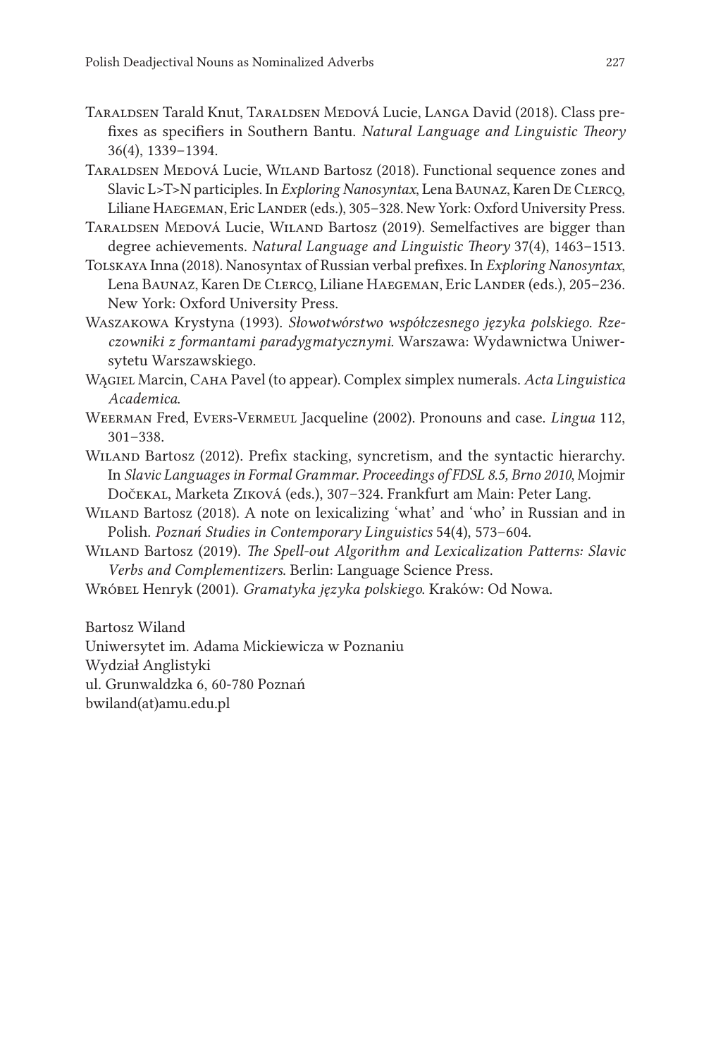Taraldsen Tarald Knut, Taraldsen Medová Lucie, Langa David (2018). Class prefixes as specifiers in Southern Bantu. *Natural Language and Linguistic Theory* 36(4), 1339–1394.

Taraldsen Medová Lucie, Wiland Bartosz (2018). Functional sequence zones and Slavic L>T>N participles. In *Exploring Nanosyntax*, Lena Baunaz, Karen De Clercq, Liliane Haegeman, Eric Lander (eds.), 305–328. New York: Oxford University Press.

Taraldsen Medová Lucie, Wiland Bartosz (2019). Semelfactives are bigger than degree achievements. *Natural Language and Linguistic Theory* 37(4), 1463–1513.

Tolskaya Inna (2018). Nanosyntax of Russian verbal prefixes. In *Exploring Nanosyntax*, Lena Baunaz, Karen De Clercq, Liliane Haegeman, Eric Lander (eds.), 205–236. New York: Oxford University Press.

Waszakowa Krystyna (1993). *Słowotwórstwo współczesnego języka polskiego. Rzeczowniki z formantami paradygmatycznymi*. Warszawa: Wydawnictwa Uniwersytetu Warszawskiego.

Wągiel Marcin, Caha Pavel (to appear). Complex simplex numerals. *Acta Linguistica Academica*.

Weerman Fred, Evers-Vermeul Jacqueline (2002). Pronouns and case. *Lingua* 112, 301–338.

Wiland Bartosz (2012). Prefix stacking, syncretism, and the syntactic hierarchy. In *Slavic Languages in Formal Grammar. Proceedings of FDSL 8.5, Brno 2010*, Mojmir Dočekal, Marketa Ziková (eds.), 307–324. Frankfurt am Main: Peter Lang.

Wiland Bartosz (2018). A note on lexicalizing 'what' and 'who' in Russian and in Polish. *Poznań Studies in Contemporary Linguistics* 54(4), 573–604.

Wiland Bartosz (2019). *The Spell-out Algorithm and Lexicalization Patterns: Slavic Verbs and Complementizers*. Berlin: Language Science Press.

Wróbel Henryk (2001). *Gramatyka języka polskiego*. Kraków: Od Nowa.

Bartosz Wiland
Uniwersytet im. Adama Mickiewicza w Poznaniu
Wydział Anglistyki
ul. Grunwaldzka 6, 60-780 Poznań
bwiland(at)amu.edu.pl